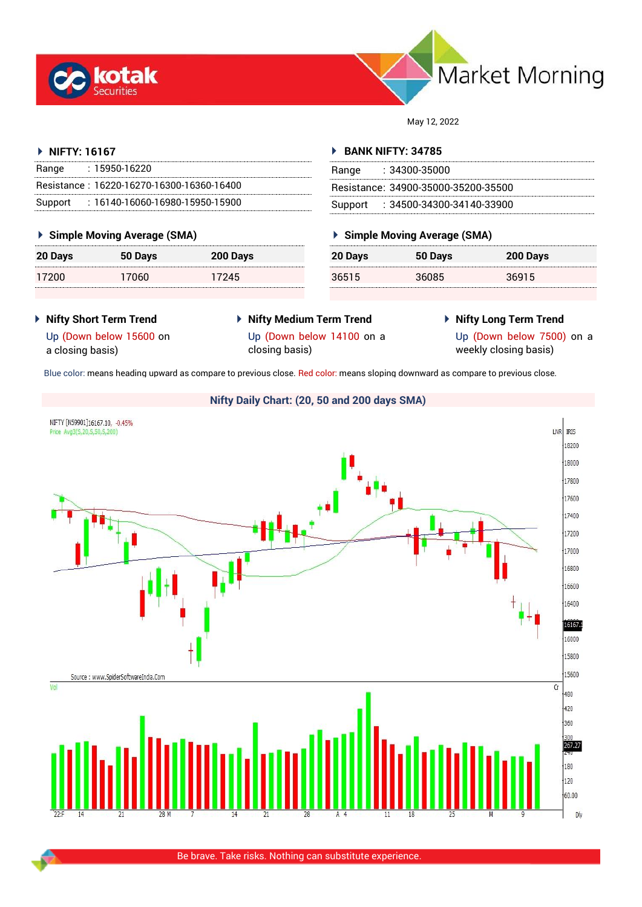# Market Morning

May 12, 2022

### NIFTY: 16167

| | |
|---|---|
| Range | : 15950-16220 |
| Resistance | : 16220-16270-16300-16360-16400 |
| Support | : 16140-16060-16980-15950-15900 |

### BANK NIFTY: 34785

| | |
|---|---|
| Range | : 34300-35000 |
| Resistance | : 34900-35000-35200-35500 |
| Support | : 34500-34300-34140-33900 |

### Simple Moving Average (SMA)

| 20 Days | 50 Days | 200 Days |
|---|---|---|
| 17200 | 17060 | 17245 |

### Simple Moving Average (SMA)

| 20 Days | 50 Days | 200 Days |
|---|---|---|
| 36515 | 36085 | 36915 |

### Nifty Short Term Trend

Up (Down below 15600 on a closing basis)

### Nifty Medium Term Trend

Up (Down below 14100 on a closing basis)

### Nifty Long Term Trend

Up (Down below 7500) on a weekly closing basis)

Blue color: means heading upward as compare to previous close. Red color: means sloping downward as compare to previous close.

### Nifty Daily Chart: (20, 50 and 200 days SMA)

Be brave. Take risks. Nothing can substitute experience.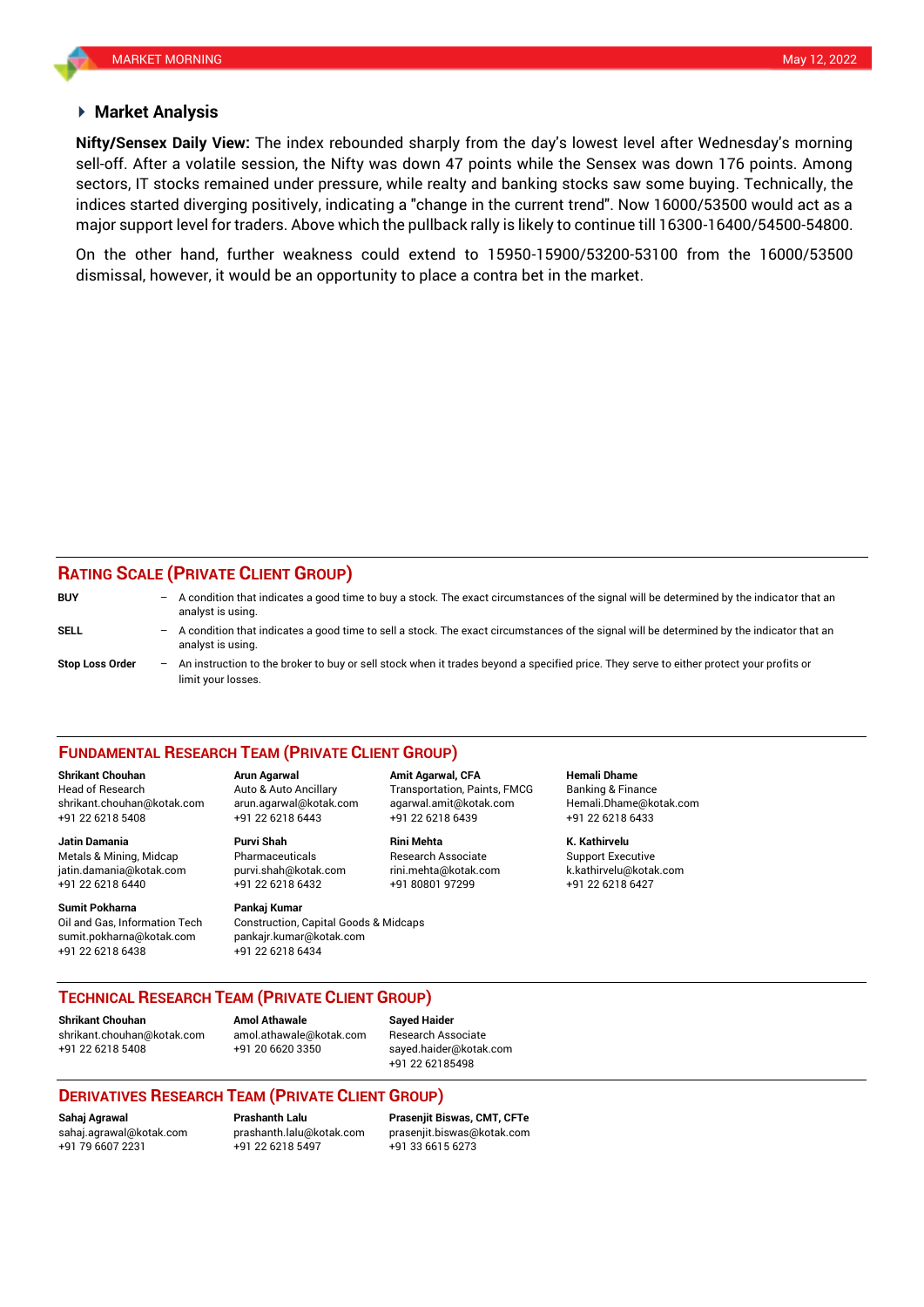## Market Analysis

**Nifty/Sensex Daily View:** The index rebounded sharply from the day's lowest level after Wednesday's morning sell-off. After a volatile session, the Nifty was down 47 points while the Sensex was down 176 points. Among sectors, IT stocks remained under pressure, while realty and banking stocks saw some buying. Technically, the indices started diverging positively, indicating a "change in the current trend". Now 16000/53500 would act as a major support level for traders. Above which the pullback rally is likely to continue till 16300-16400/54500-54800.

On the other hand, further weakness could extend to 15950-15900/53200-53100 from the 16000/53500 dismissal, however, it would be an opportunity to place a contra bet in the market.

## RATING SCALE (PRIVATE CLIENT GROUP)

**BUY** – A condition that indicates a good time to buy a stock. The exact circumstances of the signal will be determined by the indicator that an analyst is using.

**SELL** – A condition that indicates a good time to sell a stock. The exact circumstances of the signal will be determined by the indicator that an analyst is using.

**Stop Loss Order** – An instruction to the broker to buy or sell stock when it trades beyond a specified price. They serve to either protect your profits or limit your losses.

## FUNDAMENTAL RESEARCH TEAM (PRIVATE CLIENT GROUP)

**Shrikant Chouhan**
Head of Research
shrikant.chouhan@kotak.com
+91 22 6218 5408

**Arun Agarwal**
Auto & Auto Ancillary
arun.agarwal@kotak.com
+91 22 6218 6443

**Amit Agarwal, CFA**
Transportation, Paints, FMCG
agarwal.amit@kotak.com
+91 22 6218 6439

**Hemali Dhame**
Banking & Finance
Hemali.Dhame@kotak.com
+91 22 6218 6433

**Jatin Damania**
Metals & Mining, Midcap
jatin.damania@kotak.com
+91 22 6218 6440

**Purvi Shah**
Pharmaceuticals
purvi.shah@kotak.com
+91 22 6218 6432

**Rini Mehta**
Research Associate
rini.mehta@kotak.com
+91 80801 97299

**K. Kathirvelu**
Support Executive
k.kathirvelu@kotak.com
+91 22 6218 6427

**Sumit Pokharna**
Oil and Gas, Information Tech
sumit.pokharna@kotak.com
+91 22 6218 6438

**Pankaj Kumar**
Construction, Capital Goods & Midcaps
pankajr.kumar@kotak.com
+91 22 6218 6434

## TECHNICAL RESEARCH TEAM (PRIVATE CLIENT GROUP)

**Shrikant Chouhan**
shrikant.chouhan@kotak.com
+91 22 6218 5408

**Amol Athawale**
amol.athawale@kotak.com
+91 20 6620 3350

**Sayed Haider**
Research Associate
sayed.haider@kotak.com
+91 22 62185498

## DERIVATIVES RESEARCH TEAM (PRIVATE CLIENT GROUP)

**Sahaj Agrawal**
sahaj.agrawal@kotak.com
+91 79 6607 2231

**Prashanth Lalu**
prashanth.lalu@kotak.com
+91 22 6218 5497

**Prasenjit Biswas, CMT, CFTe**
prasenjit.biswas@kotak.com
+91 33 6615 6273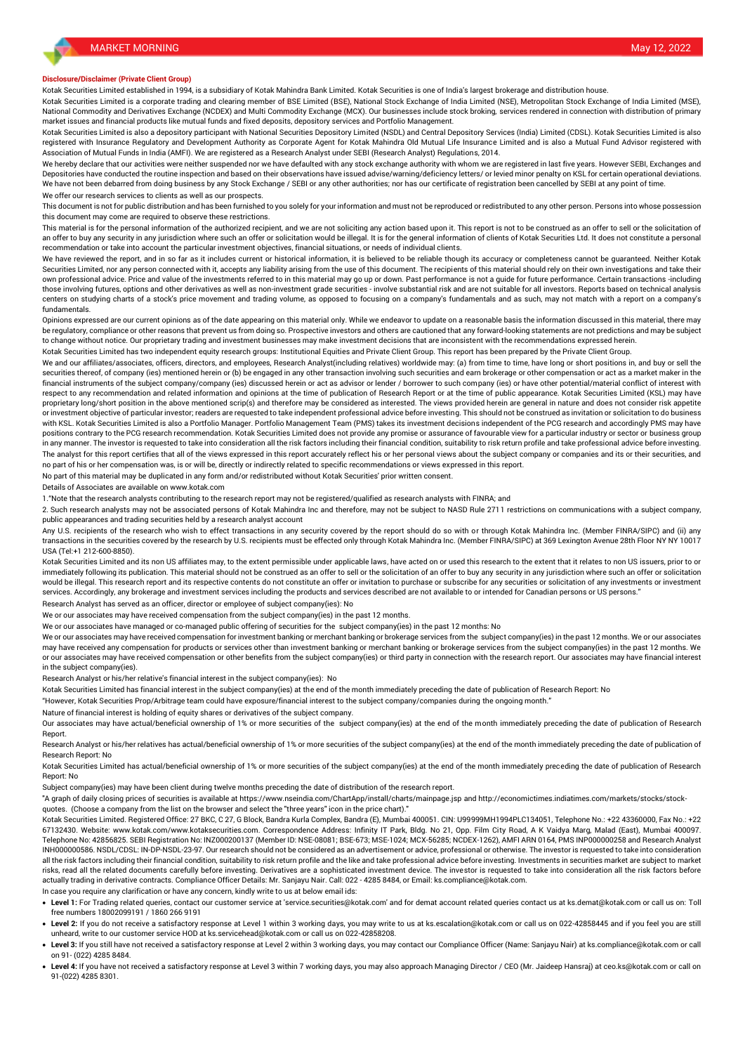**Disclosure/Disclaimer (Private Client Group)**

Kotak Securities Limited established in 1994, is a subsidiary of Kotak Mahindra Bank Limited. Kotak Securities is one of India's largest brokerage and distribution house.

Kotak Securities Limited is a corporate trading and clearing member of BSE Limited (BSE), National Stock Exchange of India Limited (NSE), Metropolitan Stock Exchange of India Limited (MSE), National Commodity and Derivatives Exchange (NCDEX) and Multi Commodity Exchange (MCX). Our businesses include stock broking, services rendered in connection with distribution of primary market issues and financial products like mutual funds and fixed deposits, depository services and Portfolio Management.

Kotak Securities Limited is also a depository participant with National Securities Depository Limited (NSDL) and Central Depository Services (India) Limited (CDSL). Kotak Securities Limited is also registered with Insurance Regulatory and Development Authority as Corporate Agent for Kotak Mahindra Old Mutual Life Insurance Limited and is also a Mutual Fund Advisor registered with Association of Mutual Funds in India (AMFI). We are registered as a Research Analyst under SEBI (Research Analyst) Regulations, 2014.

We hereby declare that our activities were neither suspended nor we have defaulted with any stock exchange authority with whom we are registered in last five years. However SEBI, Exchanges and Depositories have conducted the routine inspection and based on their observations have issued advise/warning/deficiency letters/ or levied minor penalty on KSL for certain operational deviations. We have not been debarred from doing business by any Stock Exchange / SEBI or any other authorities; nor has our certificate of registration been cancelled by SEBI at any point of time.

We offer our research services to clients as well as our prospects.

This document is not for public distribution and has been furnished to you solely for your information and must not be reproduced or redistributed to any other person. Persons into whose possession this document may come are required to observe these restrictions.

This material is for the personal information of the authorized recipient, and we are not soliciting any action based upon it. This report is not to be construed as an offer to sell or the solicitation of an offer to buy any security in any jurisdiction where such an offer or solicitation would be illegal. It is for the general information of clients of Kotak Securities Ltd. It does not constitute a personal recommendation or take into account the particular investment objectives, financial situations, or needs of individual clients.

We have reviewed the report, and in so far as it includes current or historical information, it is believed to be reliable though its accuracy or completeness cannot be guaranteed. Neither Kotak Securities Limited, nor any person connected with it, accepts any liability arising from the use of this document. The recipients of this material should rely on their own investigations and take their own professional advice. Price and value of the investments referred to in this material may go up or down. Past performance is not a guide for future performance. Certain transactions -including those involving futures, options and other derivatives as well as non-investment grade securities - involve substantial risk and are not suitable for all investors. Reports based on technical analysis centers on studying charts of a stock's price movement and trading volume, as opposed to focusing on a company's fundamentals and as such, may not match with a report on a company's fundamentals.

Opinions expressed are our current opinions as of the date appearing on this material only. While we endeavor to update on a reasonable basis the information discussed in this material, there may be regulatory, compliance or other reasons that prevent us from doing so. Prospective investors and others are cautioned that any forward-looking statements are not predictions and may be subject to change without notice. Our proprietary trading and investment businesses may make investment decisions that are inconsistent with the recommendations expressed herein.

Kotak Securities Limited has two independent equity research groups: Institutional Equities and Private Client Group. This report has been prepared by the Private Client Group.

We and our affiliates/associates, officers, directors, and employees, Research Analyst(including relatives) worldwide may: (a) from time to time, have long or short positions in, and buy or sell the securities thereof, of company (ies) mentioned herein or (b) be engaged in any other transaction involving such securities and earn brokerage or other compensation or act as a market maker in the financial instruments of the subject company/company (ies) discussed herein or act as advisor or lender / borrower to such company (ies) or have other potential/material conflict of interest with respect to any recommendation and related information and opinions at the time of publication of Research Report or at the time of public appearance. Kotak Securities Limited (KSL) may have proprietary long/short position in the above mentioned scrip(s) and therefore may be considered as interested. The views provided herein are general in nature and does not consider risk appetite or investment objective of particular investor; readers are requested to take independent professional advice before investing. This should not be construed as invitation or solicitation to do business with KSL. Kotak Securities Limited is also a Portfolio Manager. Portfolio Management Team (PMS) takes its investment decisions independent of the PCG research and accordingly PMS may have positions contrary to the PCG research recommendation. Kotak Securities Limited does not provide any promise or assurance of favourable view for a particular industry or sector or business group in any manner. The investor is requested to take into consideration all the risk factors including their financial condition, suitability to risk return profile and take professional advice before investing.

The analyst for this report certifies that all of the views expressed in this report accurately reflect his or her personal views about the subject company or companies and its or their securities, and no part of his or her compensation was, is or will be, directly or indirectly related to specific recommendations or views expressed in this report.

No part of this material may be duplicated in any form and/or redistributed without Kotak Securities' prior written consent.

Details of Associates are available on www.kotak.com

1."Note that the research analysts contributing to the research report may not be registered/qualified as research analysts with FINRA; and

2. Such research analysts may not be associated persons of Kotak Mahindra Inc and therefore, may not be subject to NASD Rule 2711 restrictions on communications with a subject company, public appearances and trading securities held by a research analyst account

Any U.S. recipients of the research who wish to effect transactions in any security covered by the report should do so with or through Kotak Mahindra Inc. (Member FINRA/SIPC) and (ii) any transactions in the securities covered by the research by U.S. recipients must be effected only through Kotak Mahindra Inc. (Member FINRA/SIPC) at 369 Lexington Avenue 28th Floor NY NY 10017 USA (Tel:+1 212-600-8850).

Kotak Securities Limited and its non US affiliates may, to the extent permissible under applicable laws, have acted on or used this research to the extent that it relates to non US issuers, prior to or immediately following its publication. This material should not be construed as an offer to sell or the solicitation of an offer to buy any security in any jurisdiction where such an offer or solicitation would be illegal. This research report and its respective contents do not constitute an offer or invitation to purchase or subscribe for any securities or solicitation of any investments or investment services. Accordingly, any brokerage and investment services including the products and services described are not available to or intended for Canadian persons or US persons."

Research Analyst has served as an officer, director or employee of subject company(ies): No

We or our associates may have received compensation from the subject company(ies) in the past 12 months.

We or our associates have managed or co-managed public offering of securities for the subject company(ies) in the past 12 months: No

We or our associates may have received compensation for investment banking or merchant banking or brokerage services from the subject company(ies) in the past 12 months. We or our associates may have received any compensation for products or services other than investment banking or merchant banking or brokerage services from the subject company(ies) in the past 12 months. We or our associates may have received compensation or other benefits from the subject company(ies) or third party in connection with the research report. Our associates may have financial interest in the subject company(ies).

Research Analyst or his/her relative's financial interest in the subject company(ies): No

Kotak Securities Limited has financial interest in the subject company(ies) at the end of the month immediately preceding the date of publication of Research Report: No

"However, Kotak Securities Prop/Arbitrage team could have exposure/financial interest to the subject company/companies during the ongoing month."

Nature of financial interest is holding of equity shares or derivatives of the subject company.

Our associates may have actual/beneficial ownership of 1% or more securities of the subject company(ies) at the end of the month immediately preceding the date of publication of Research Report.

Research Analyst or his/her relatives has actual/beneficial ownership of 1% or more securities of the subject company(ies) at the end of the month immediately preceding the date of publication of Research Report: No

Kotak Securities Limited has actual/beneficial ownership of 1% or more securities of the subject company(ies) at the end of the month immediately preceding the date of publication of Research Report: No

Subject company(ies) may have been client during twelve months preceding the date of distribution of the research report.

"A graph of daily closing prices of securities is available at https://www.nseindia.com/ChartApp/install/charts/mainpage.jsp and http://economictimes.indiatimes.com/markets/stocks/stock-quotes. (Choose a company from the list on the browser and select the "three years" icon in the price chart)."

Kotak Securities Limited. Registered Office: 27 BKC, C 27, G Block, Bandra Kurla Complex, Bandra (E), Mumbai 400051. CIN: U99999MH1994PLC134051, Telephone No.: +22 43360000, Fax No.: +22 67132430. Website: www.kotak.com/www.kotaksecurities.com. Correspondence Address: Infinity IT Park, Bldg. No 21, Opp. Film City Road, A K Vaidya Marg, Malad (East), Mumbai 400097. Telephone No: 42856825. SEBI Registration No: INZ000200137 (Member ID: NSE-08081; BSE-673; MSE-1024; MCX-56285; NCDEX-1262), AMFI ARN 0164, PMS INP000000258 and Research Analyst INH000000586. NSDL/CDSL: IN-DP-NSDL-23-97. Our research should not be considered as an advertisement or advice, professional or otherwise. The investor is requested to take into consideration all the risk factors including their financial condition, suitability to risk return profile and the like and take professional advice before investing. Investments in securities market are subject to market risks, read all the related documents carefully before investing. Derivatives are a sophisticated investment device. The investor is requested to take into consideration all the risk factors before actually trading in derivative contracts. Compliance Officer Details: Mr. Sanjayu Nair. Call: 022 - 4285 8484, or Email: ks.compliance@kotak.com.

In case you require any clarification or have any concern, kindly write to us at below email ids:

- **Level 1:** For Trading related queries, contact our customer service at 'service.securities@kotak.com' and for demat account related queries contact us at ks.demat@kotak.com or call us on: Toll free numbers 18002099191 / 1860 266 9191
- **Level 2:** If you do not receive a satisfactory response at Level 1 within 3 working days, you may write to us at ks.escalation@kotak.com or call us on 022-42858445 and if you feel you are still unheard, write to our customer service HOD at ks.servicehead@kotak.com or call us on 022-42858208.
- **Level 3:** If you still have not received a satisfactory response at Level 2 within 3 working days, you may contact our Compliance Officer (Name: Sanjayu Nair) at ks.compliance@kotak.com or call on 91- (022) 4285 8484.
- **Level 4:** If you have not received a satisfactory response at Level 3 within 7 working days, you may also approach Managing Director / CEO (Mr. Jaideep Hansraj) at ceo.ks@kotak.com or call on 91-(022) 4285 8301.